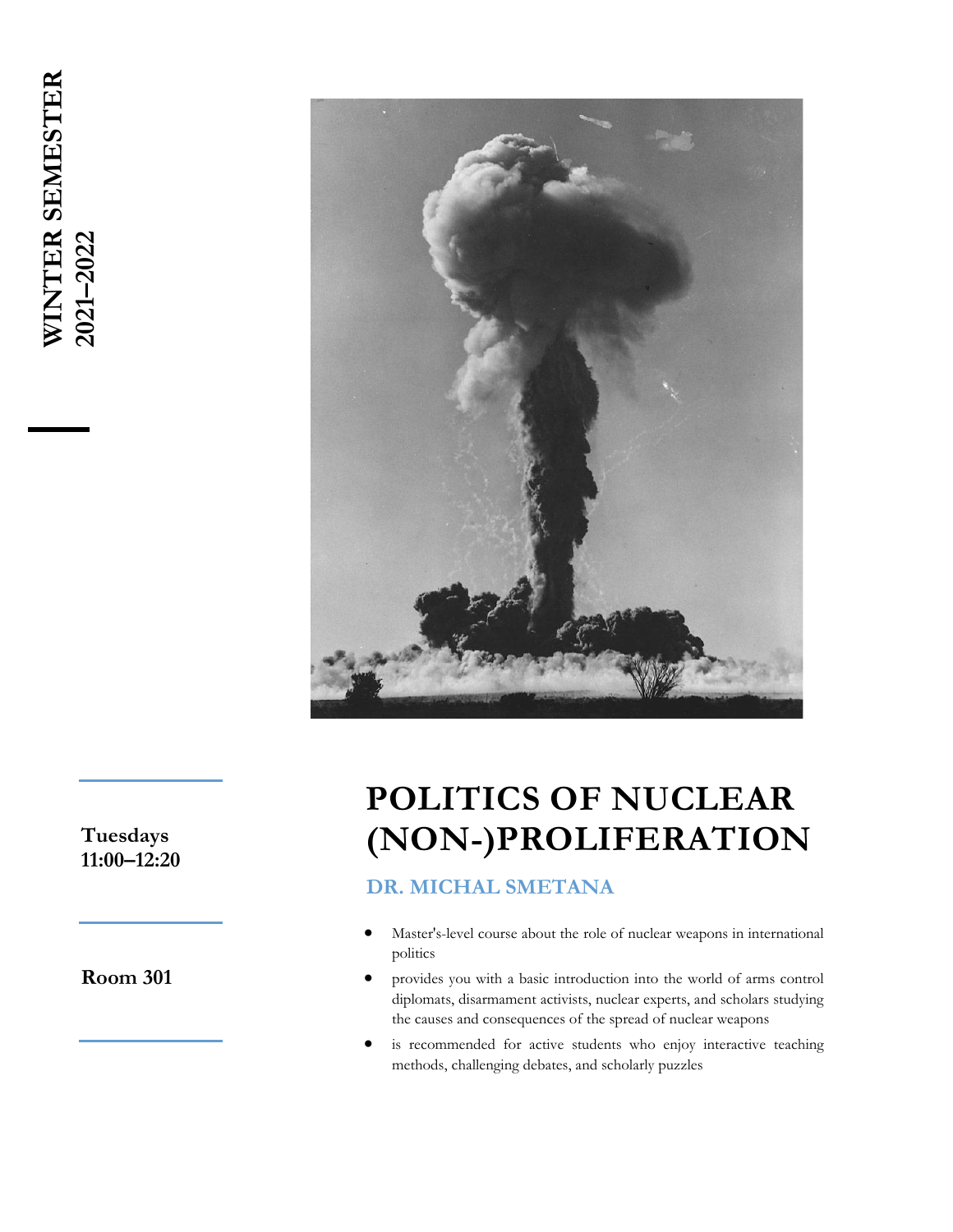**WINTER SEMESTER 2021–2022**

# POLITICS OF NUCLEAR (NON-)PROLIFERATION

## DR. MICHAL SMETANA

**Tuesdays 11:00–12:20**

**Room 301**

- Master's-level course about the role of nuclear weapons in international politics
- provides you with a basic introduction into the world of arms control diplomats, disarmament activists, nuclear experts, and scholars studying the causes and consequences of the spread of nuclear weapons
- is recommended for active students who enjoy interactive teaching methods, challenging debates, and scholarly puzzles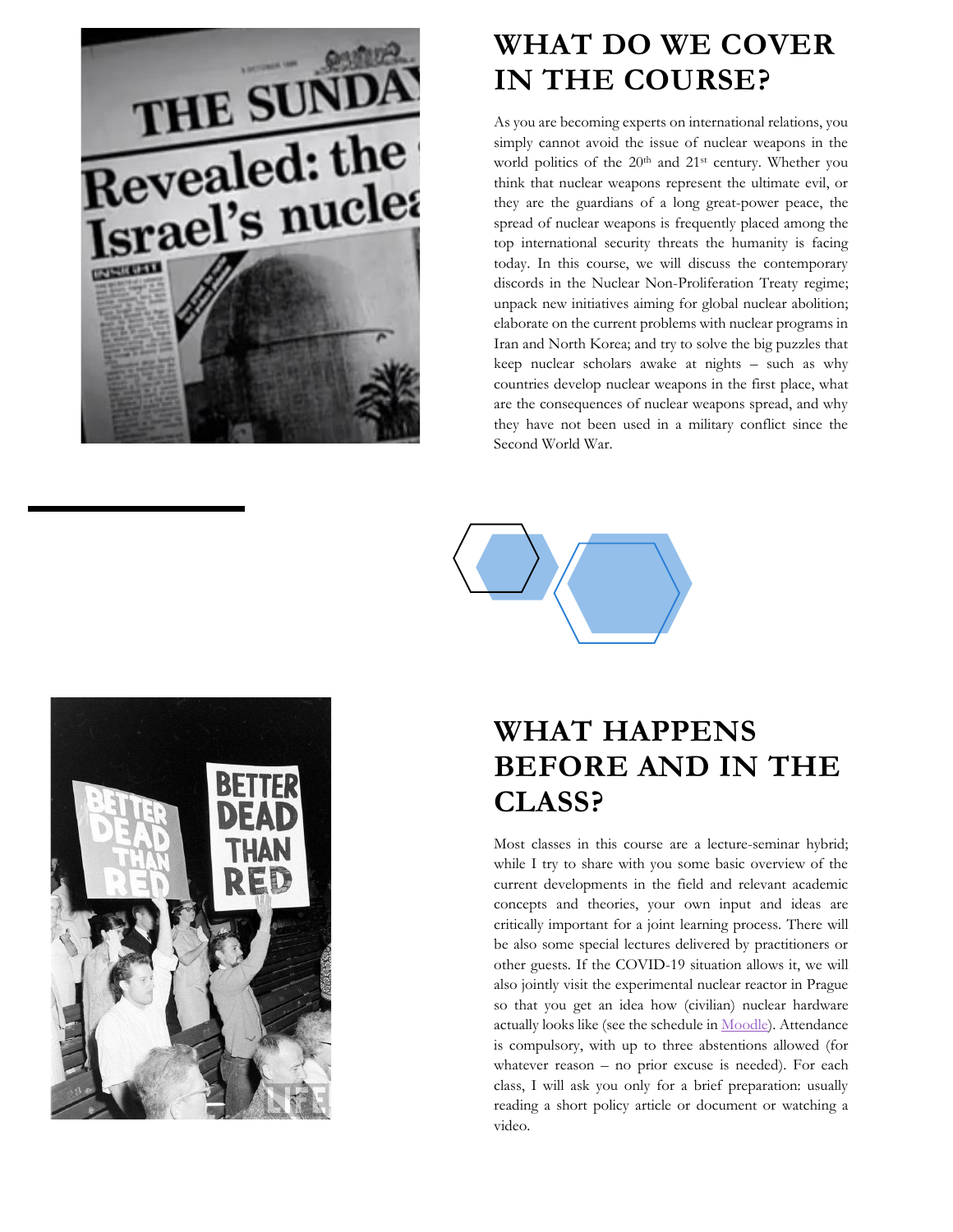## WHAT DO WE COVER IN THE COURSE?

As you are becoming experts on international relations, you simply cannot avoid the issue of nuclear weapons in the world politics of the 20th and 21st century. Whether you think that nuclear weapons represent the ultimate evil, or they are the guardians of a long great-power peace, the spread of nuclear weapons is frequently placed among the top international security threats the humanity is facing today. In this course, we will discuss the contemporary discords in the Nuclear Non-Proliferation Treaty regime; unpack new initiatives aiming for global nuclear abolition; elaborate on the current problems with nuclear programs in Iran and North Korea; and try to solve the big puzzles that keep nuclear scholars awake at nights – such as why countries develop nuclear weapons in the first place, what are the consequences of nuclear weapons spread, and why they have not been used in a military conflict since the Second World War.

## WHAT HAPPENS BEFORE AND IN THE CLASS?

Most classes in this course are a lecture-seminar hybrid; while I try to share with you some basic overview of the current developments in the field and relevant academic concepts and theories, your own input and ideas are critically important for a joint learning process. There will be also some special lectures delivered by practitioners or other guests. If the COVID-19 situation allows it, we will also jointly visit the experimental nuclear reactor in Prague so that you get an idea how (civilian) nuclear hardware actually looks like (see the schedule in Moodle). Attendance is compulsory, with up to three abstentions allowed (for whatever reason – no prior excuse is needed). For each class, I will ask you only for a brief preparation: usually reading a short policy article or document or watching a video.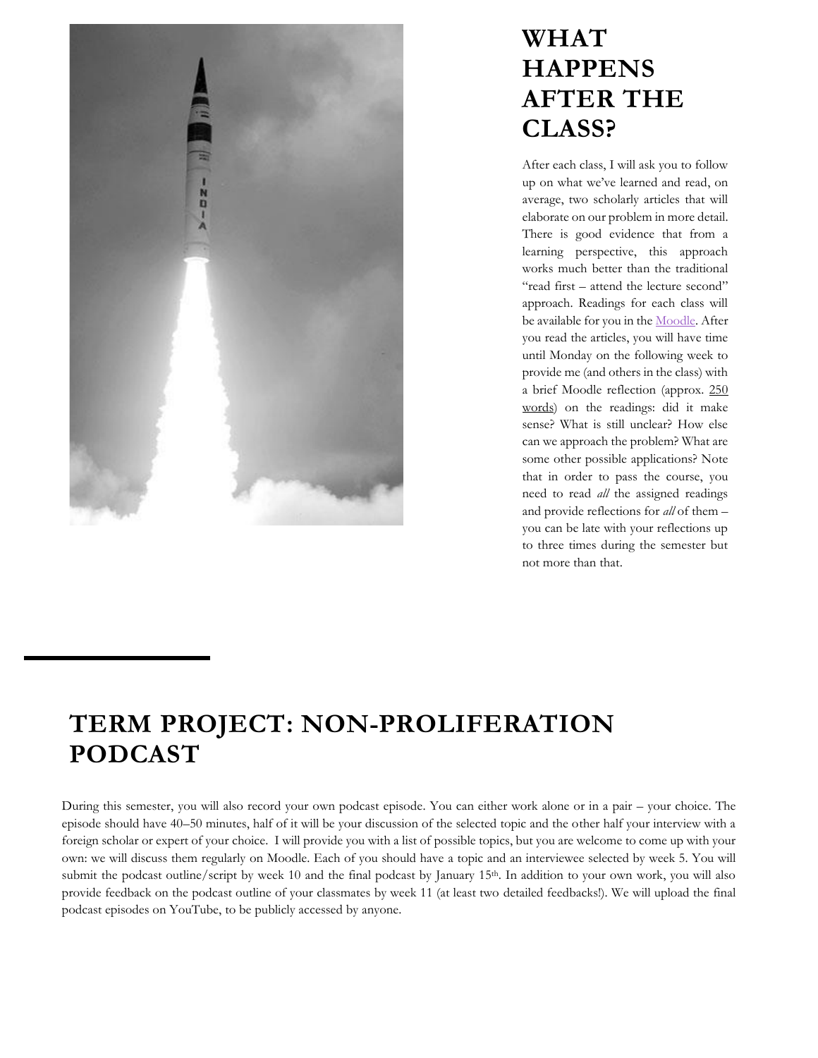## WHAT HAPPENS AFTER THE CLASS?

After each class, I will ask you to follow up on what we've learned and read, on average, two scholarly articles that will elaborate on our problem in more detail. There is good evidence that from a learning perspective, this approach works much better than the traditional "read first – attend the lecture second" approach. Readings for each class will be available for you in the [Moodle](). After you read the articles, you will have time until Monday on the following week to provide me (and others in the class) with a brief Moodle reflection (approx. 250 words) on the readings: did it make sense? What is still unclear? How else can we approach the problem? What are some other possible applications? Note that in order to pass the course, you need to read *all* the assigned readings and provide reflections for *all* of them – you can be late with your reflections up to three times during the semester but not more than that.

## TERM PROJECT: NON-PROLIFERATION PODCAST

During this semester, you will also record your own podcast episode. You can either work alone or in a pair – your choice. The episode should have 40–50 minutes, half of it will be your discussion of the selected topic and the other half your interview with a foreign scholar or expert of your choice. I will provide you with a list of possible topics, but you are welcome to come up with your own: we will discuss them regularly on Moodle. Each of you should have a topic and an interviewee selected by week 5. You will submit the podcast outline/script by week 10 and the final podcast by January 15th. In addition to your own work, you will also provide feedback on the podcast outline of your classmates by week 11 (at least two detailed feedbacks!). We will upload the final podcast episodes on YouTube, to be publicly accessed by anyone.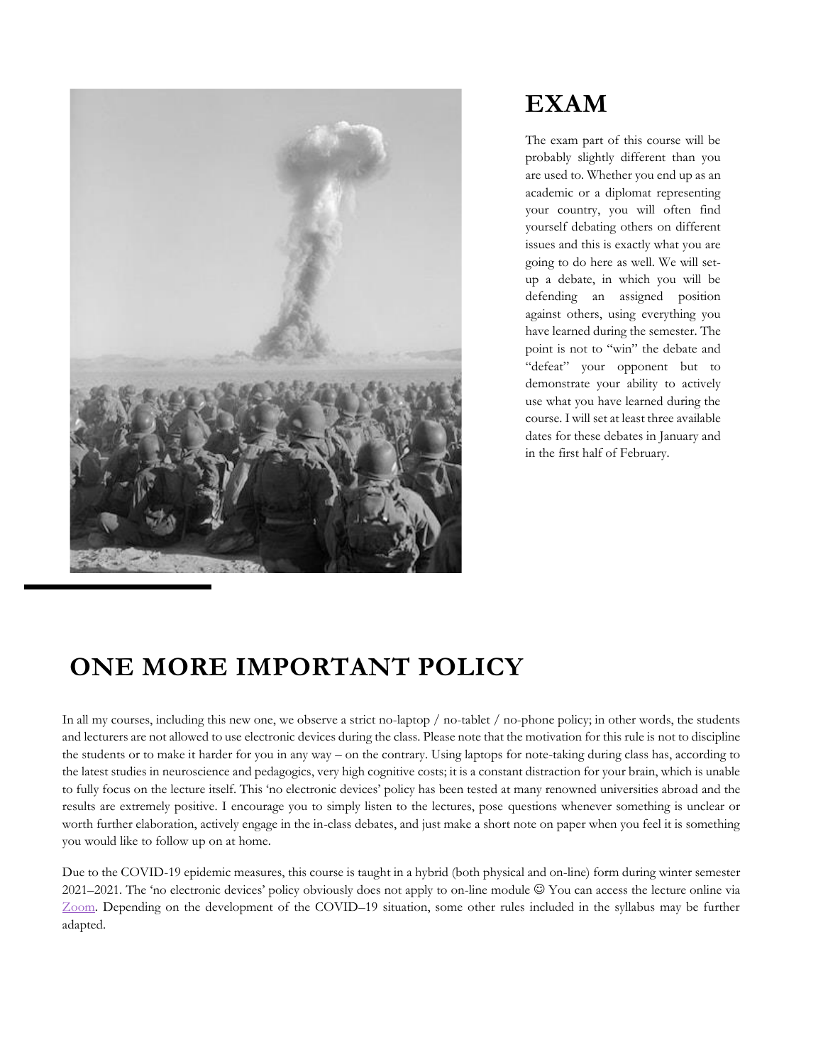## EXAM

The exam part of this course will be probably slightly different than you are used to. Whether you end up as an academic or a diplomat representing your country, you will often find yourself debating others on different issues and this is exactly what you are going to do here as well. We will set-up a debate, in which you will be defending an assigned position against others, using everything you have learned during the semester. The point is not to "win" the debate and "defeat" your opponent but to demonstrate your ability to actively use what you have learned during the course. I will set at least three available dates for these debates in January and in the first half of February.

## ONE MORE IMPORTANT POLICY

In all my courses, including this new one, we observe a strict no-laptop / no-tablet / no-phone policy; in other words, the students and lecturers are not allowed to use electronic devices during the class. Please note that the motivation for this rule is not to discipline the students or to make it harder for you in any way – on the contrary. Using laptops for note-taking during class has, according to the latest studies in neuroscience and pedagogics, very high cognitive costs; it is a constant distraction for your brain, which is unable to fully focus on the lecture itself. This 'no electronic devices' policy has been tested at many renowned universities abroad and the results are extremely positive. I encourage you to simply listen to the lectures, pose questions whenever something is unclear or worth further elaboration, actively engage in the in-class debates, and just make a short note on paper when you feel it is something you would like to follow up on at home.

Due to the COVID-19 epidemic measures, this course is taught in a hybrid (both physical and on-line) form during winter semester 2021–2021. The 'no electronic devices' policy obviously does not apply to on-line module ☺ You can access the lecture online via Zoom. Depending on the development of the COVID–19 situation, some other rules included in the syllabus may be further adapted.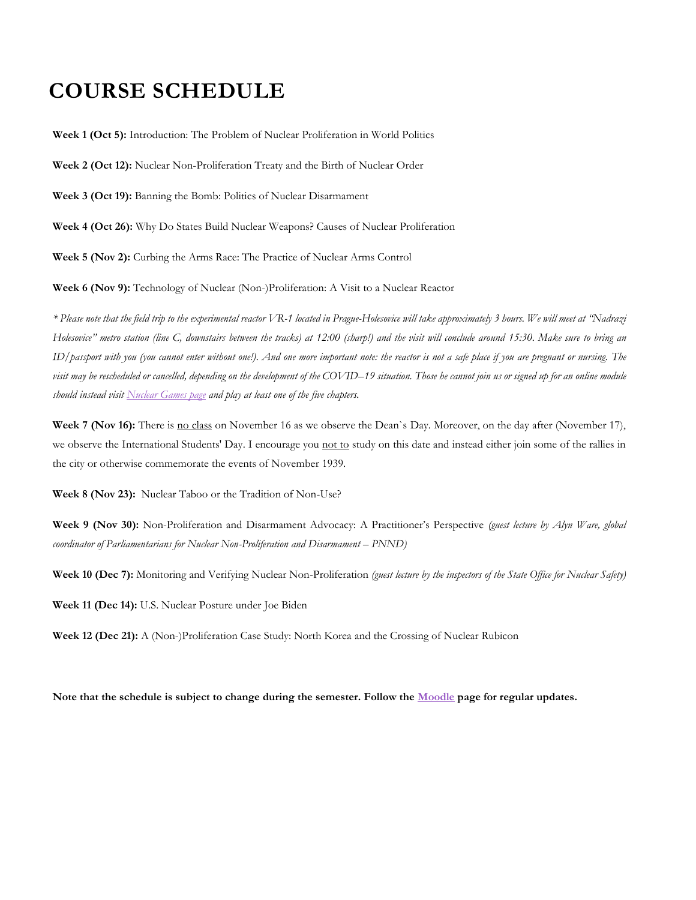# COURSE SCHEDULE

**Week 1 (Oct 5):** Introduction: The Problem of Nuclear Proliferation in World Politics

**Week 2 (Oct 12):** Nuclear Non-Proliferation Treaty and the Birth of Nuclear Order

**Week 3 (Oct 19):** Banning the Bomb: Politics of Nuclear Disarmament

**Week 4 (Oct 26):** Why Do States Build Nuclear Weapons? Causes of Nuclear Proliferation

**Week 5 (Nov 2):** Curbing the Arms Race: The Practice of Nuclear Arms Control

**Week 6 (Nov 9):** Technology of Nuclear (Non-)Proliferation: A Visit to a Nuclear Reactor

*\* Please note that the field trip to the experimental reactor VR-1 located in Prague-Holesovice will take approximately 3 hours. We will meet at "Nadrazi Holesovice" metro station (line C, downstairs between the tracks) at 12:00 (sharp!) and the visit will conclude around 15:30. Make sure to bring an ID/passport with you (you cannot enter without one!). And one more important note: the reactor is not a safe place if you are pregnant or nursing. The visit may be rescheduled or cancelled, depending on the development of the COVID–19 situation. Those he cannot join us or signed up for an online module should instead visit Nuclear Games page and play at least one of the five chapters.*

**Week 7 (Nov 16):** There is no class on November 16 as we observe the Dean`s Day. Moreover, on the day after (November 17), we observe the International Students' Day. I encourage you not to study on this date and instead either join some of the rallies in the city or otherwise commemorate the events of November 1939.

**Week 8 (Nov 23):** Nuclear Taboo or the Tradition of Non-Use?

**Week 9 (Nov 30):** Non-Proliferation and Disarmament Advocacy: A Practitioner's Perspective *(guest lecture by Alyn Ware, global coordinator of Parliamentarians for Nuclear Non-Proliferation and Disarmament – PNND)*

**Week 10 (Dec 7):** Monitoring and Verifying Nuclear Non-Proliferation *(guest lecture by the inspectors of the State Office for Nuclear Safety)*

**Week 11 (Dec 14):** U.S. Nuclear Posture under Joe Biden

**Week 12 (Dec 21):** A (Non-)Proliferation Case Study: North Korea and the Crossing of Nuclear Rubicon

**Note that the schedule is subject to change during the semester. Follow the Moodle page for regular updates.**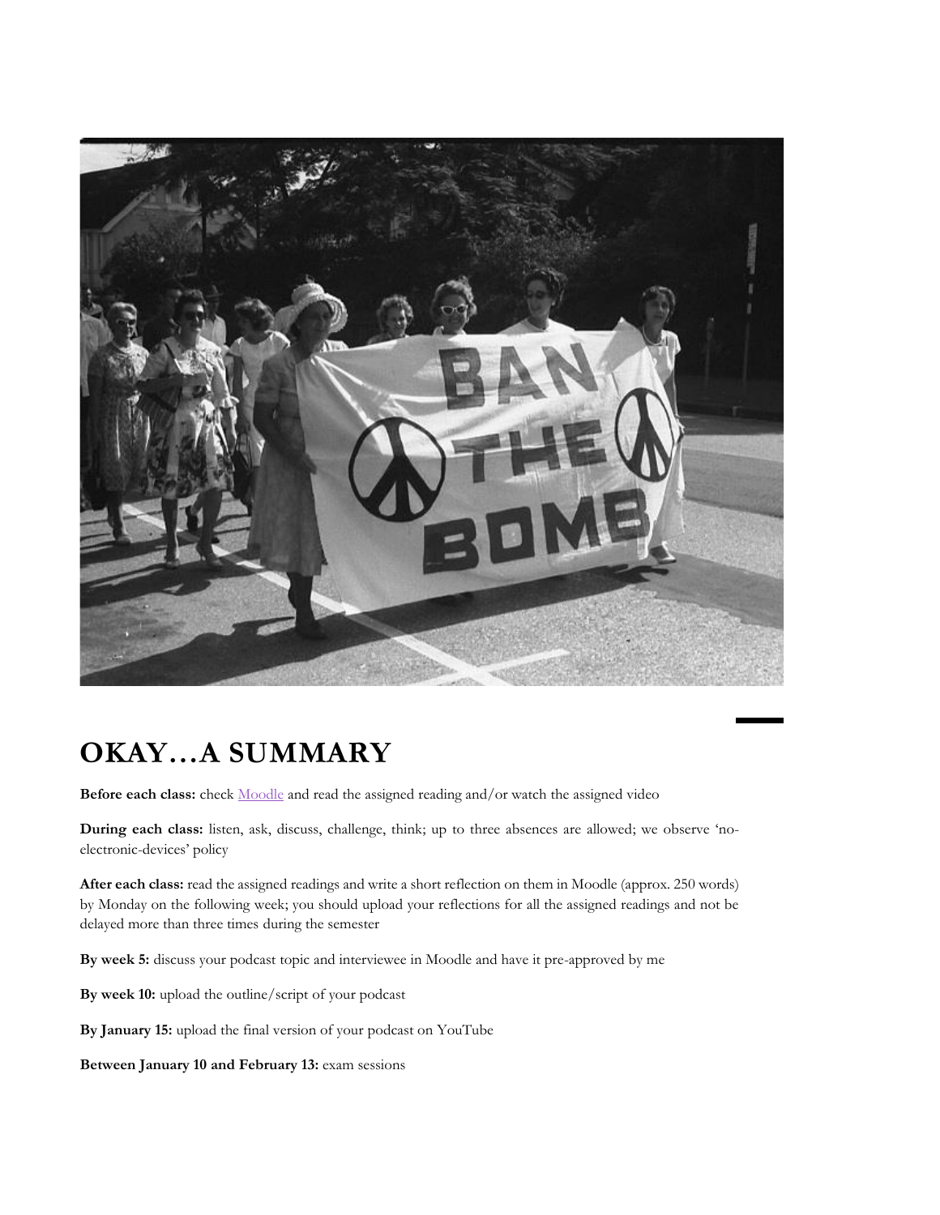## OKAY…A SUMMARY

**Before each class:** check Moodle and read the assigned reading and/or watch the assigned video

**During each class:** listen, ask, discuss, challenge, think; up to three absences are allowed; we observe 'no-electronic-devices' policy

**After each class:** read the assigned readings and write a short reflection on them in Moodle (approx. 250 words) by Monday on the following week; you should upload your reflections for all the assigned readings and not be delayed more than three times during the semester

**By week 5:** discuss your podcast topic and interviewee in Moodle and have it pre-approved by me

**By week 10:** upload the outline/script of your podcast

**By January 15:** upload the final version of your podcast on YouTube

**Between January 10 and February 13:** exam sessions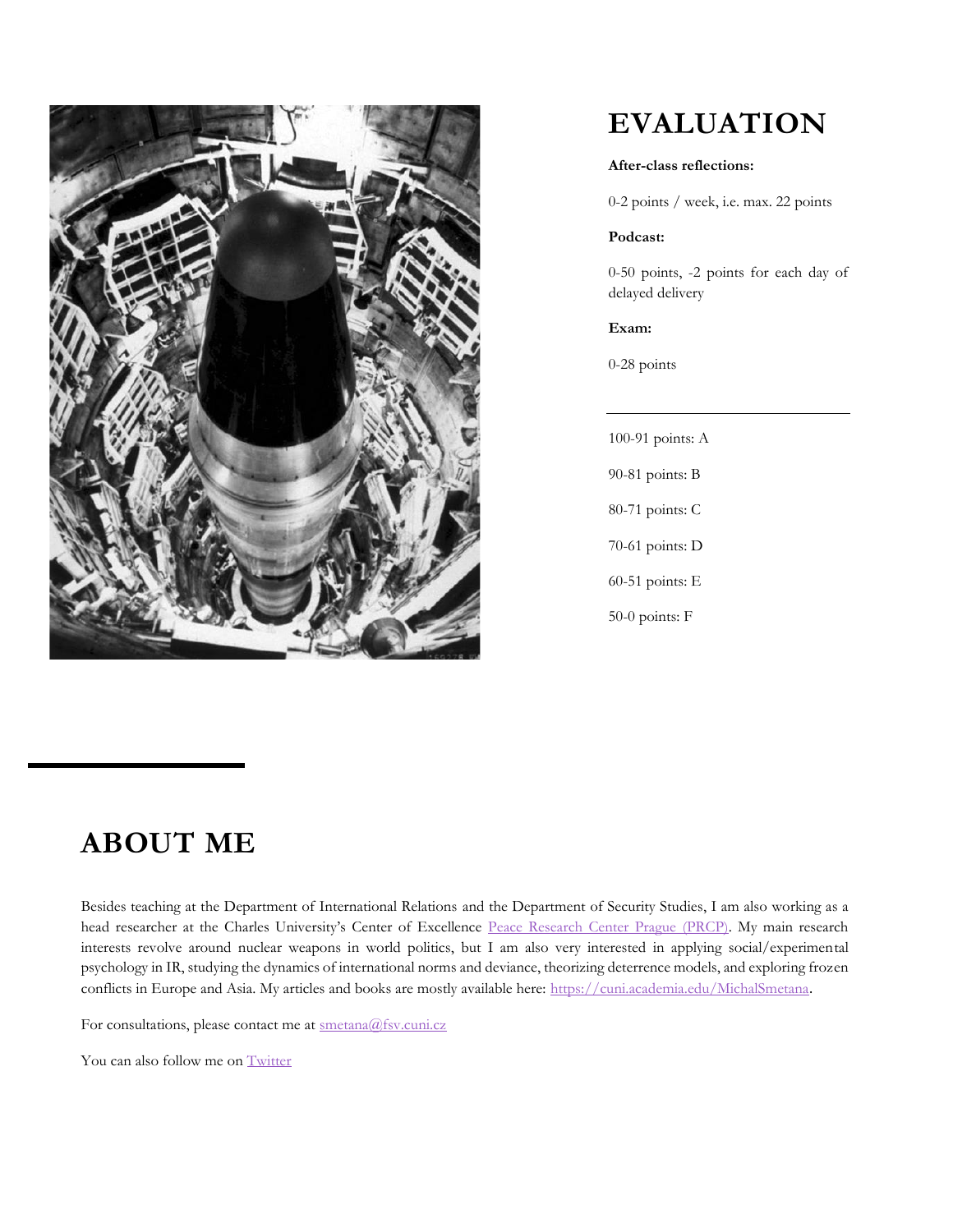# EVALUATION

**After-class reflections:**

0-2 points / week, i.e. max. 22 points

**Podcast:**

0-50 points, -2 points for each day of delayed delivery

**Exam:**

0-28 points

---

100-91 points: A

90-81 points: B

80-71 points: C

70-61 points: D

60-51 points: E

50-0 points: F

# ABOUT ME

Besides teaching at the Department of International Relations and the Department of Security Studies, I am also working as a head researcher at the Charles University's Center of Excellence [Peace Research Center Prague (PRCP)](). My main research interests revolve around nuclear weapons in world politics, but I am also very interested in applying social/experimental psychology in IR, studying the dynamics of international norms and deviance, theorizing deterrence models, and exploring frozen conflicts in Europe and Asia. My articles and books are mostly available here: [https://cuni.academia.edu/MichalSmetana](https://cuni.academia.edu/MichalSmetana).

For consultations, please contact me at [smetana@fsv.cuni.cz](mailto:smetana@fsv.cuni.cz)

You can also follow me on [Twitter]()